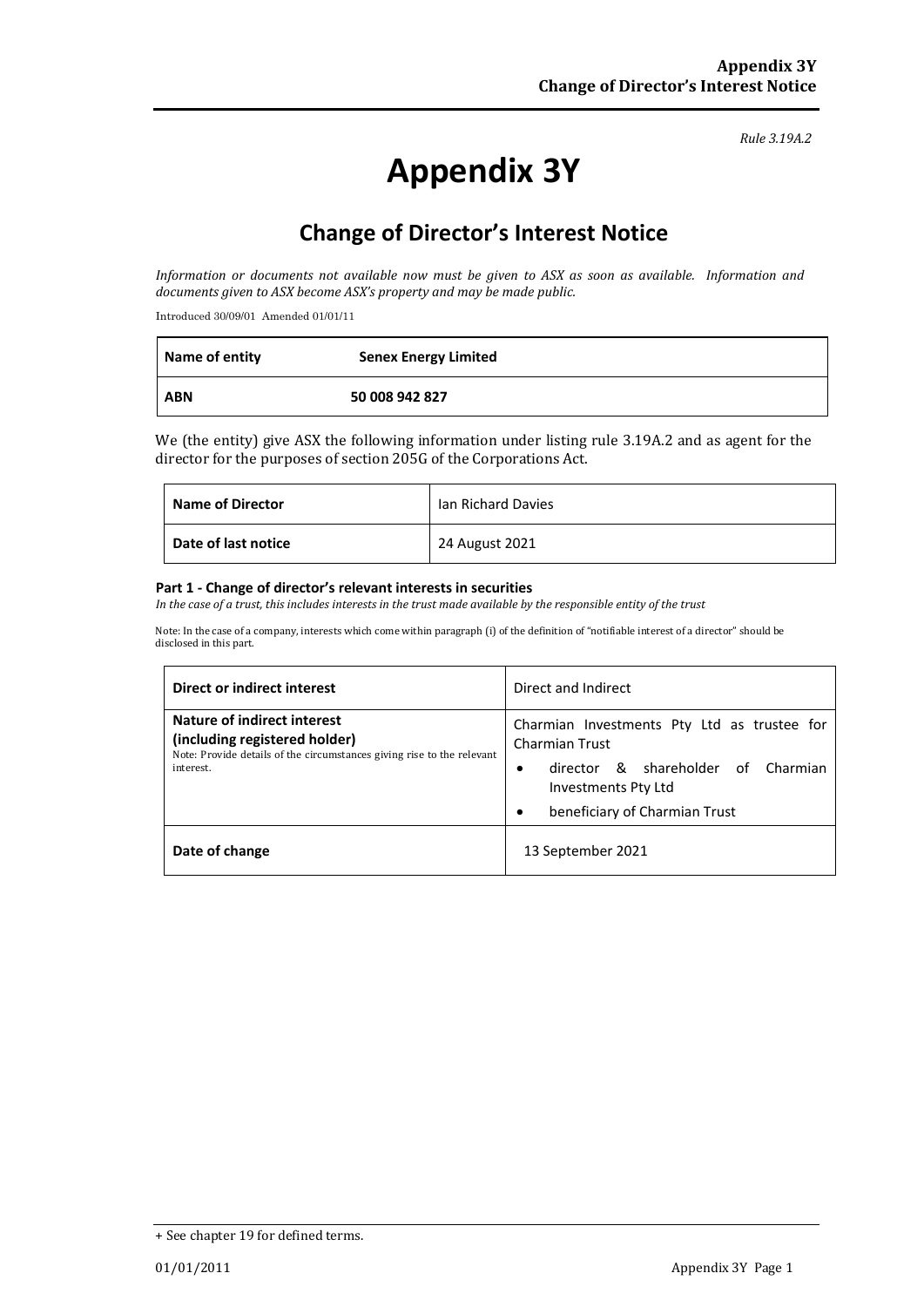*Rule 3.19A.2*

# Appendix 3Y

## Change of Director's Interest Notice

*Information or documents not available now must be given to ASX as soon as available. Information and documents given to ASX become ASX's property and may be made public.*

Introduced 30/09/01 Amended 01/01/11

| Name of entity | Senex Energy Limited |
|---|---|
| ABN | 50 008 942 827 |

We (the entity) give ASX the following information under listing rule 3.19A.2 and as agent for the director for the purposes of section 205G of the Corporations Act.

| Name of Director | Ian Richard Davies |
|---|---|
| Date of last notice | 24 August 2021 |

**Part 1 - Change of director's relevant interests in securities**

*In the case of a trust, this includes interests in the trust made available by the responsible entity of the trust*

Note: In the case of a company, interests which come within paragraph (i) of the definition of "notifiable interest of a director" should be disclosed in this part.

| Direct or indirect interest | Direct and Indirect |
|---|---|
| **Nature of indirect interest (including registered holder)** Note: Provide details of the circumstances giving rise to the relevant interest. | Charmian Investments Pty Ltd as trustee for Charmian Trust<br>• director & shareholder of Charmian Investments Pty Ltd<br>• beneficiary of Charmian Trust |
| **Date of change** | 13 September 2021 |

+ See chapter 19 for defined terms.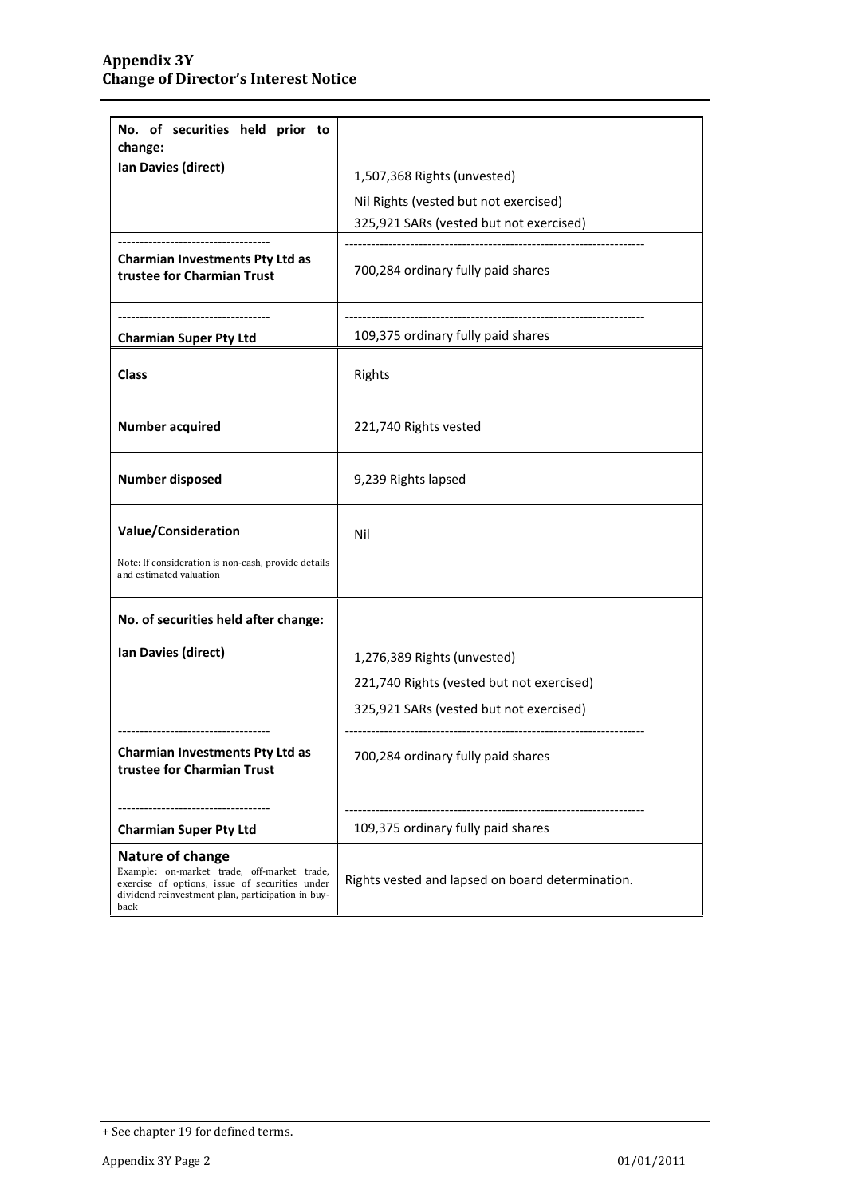## Appendix 3Y
## Change of Director's Interest Notice

| | |
|---|---|
| **No. of securities held prior to change:**<br>**Ian Davies (direct)** | 1,507,368 Rights (unvested)<br>Nil Rights (vested but not exercised)<br>325,921 SARs (vested but not exercised) |
| **Charmian Investments Pty Ltd as trustee for Charmian Trust** | 700,284 ordinary fully paid shares |
| **Charmian Super Pty Ltd** | 109,375 ordinary fully paid shares |
| **Class** | Rights |
| **Number acquired** | 221,740 Rights vested |
| **Number disposed** | 9,239 Rights lapsed |
| **Value/Consideration**<br>Note: If consideration is non-cash, provide details and estimated valuation | Nil |
| **No. of securities held after change:**<br>**Ian Davies (direct)** | 1,276,389 Rights (unvested)<br>221,740 Rights (vested but not exercised)<br>325,921 SARs (vested but not exercised) |
| **Charmian Investments Pty Ltd as trustee for Charmian Trust** | 700,284 ordinary fully paid shares |
| **Charmian Super Pty Ltd** | 109,375 ordinary fully paid shares |
| **Nature of change**<br>Example: on-market trade, off-market trade, exercise of options, issue of securities under dividend reinvestment plan, participation in buy-back | Rights vested and lapsed on board determination. |

+ See chapter 19 for defined terms.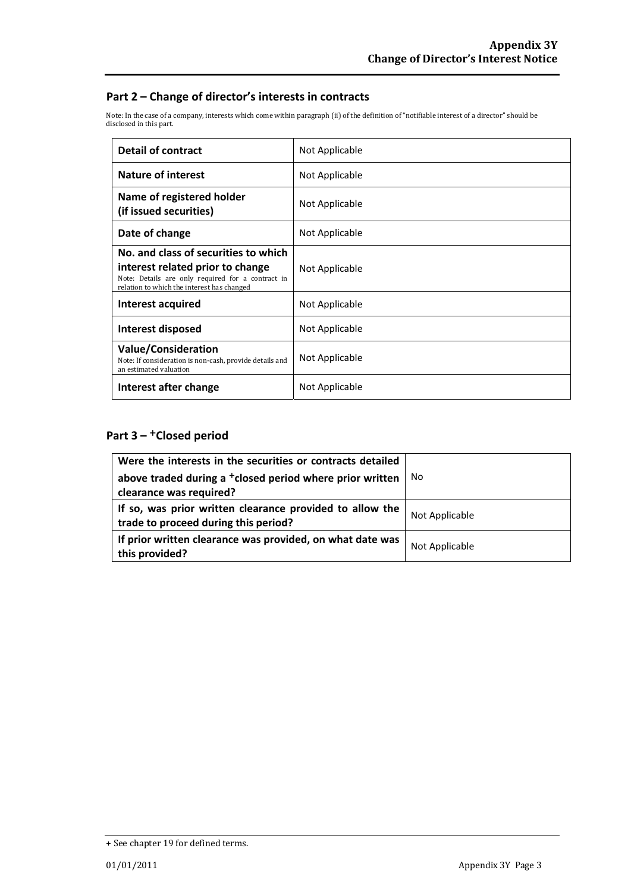## Part 2 – Change of director's interests in contracts

Note: In the case of a company, interests which come within paragraph (ii) of the definition of "notifiable interest of a director" should be disclosed in this part.

| | |
|---|---|
| **Detail of contract** | Not Applicable |
| **Nature of interest** | Not Applicable |
| **Name of registered holder (if issued securities)** | Not Applicable |
| **Date of change** | Not Applicable |
| **No. and class of securities to which interest related prior to change** Note: Details are only required for a contract in relation to which the interest has changed | Not Applicable |
| **Interest acquired** | Not Applicable |
| **Interest disposed** | Not Applicable |
| **Value/Consideration** Note: If consideration is non-cash, provide details and an estimated valuation | Not Applicable |
| **Interest after change** | Not Applicable |

## Part 3 – +Closed period

| | |
|---|---|
| **Were the interests in the securities or contracts detailed above traded during a +closed period where prior written clearance was required?** | No |
| **If so, was prior written clearance provided to allow the trade to proceed during this period?** | Not Applicable |
| **If prior written clearance was provided, on what date was this provided?** | Not Applicable |

+ See chapter 19 for defined terms.